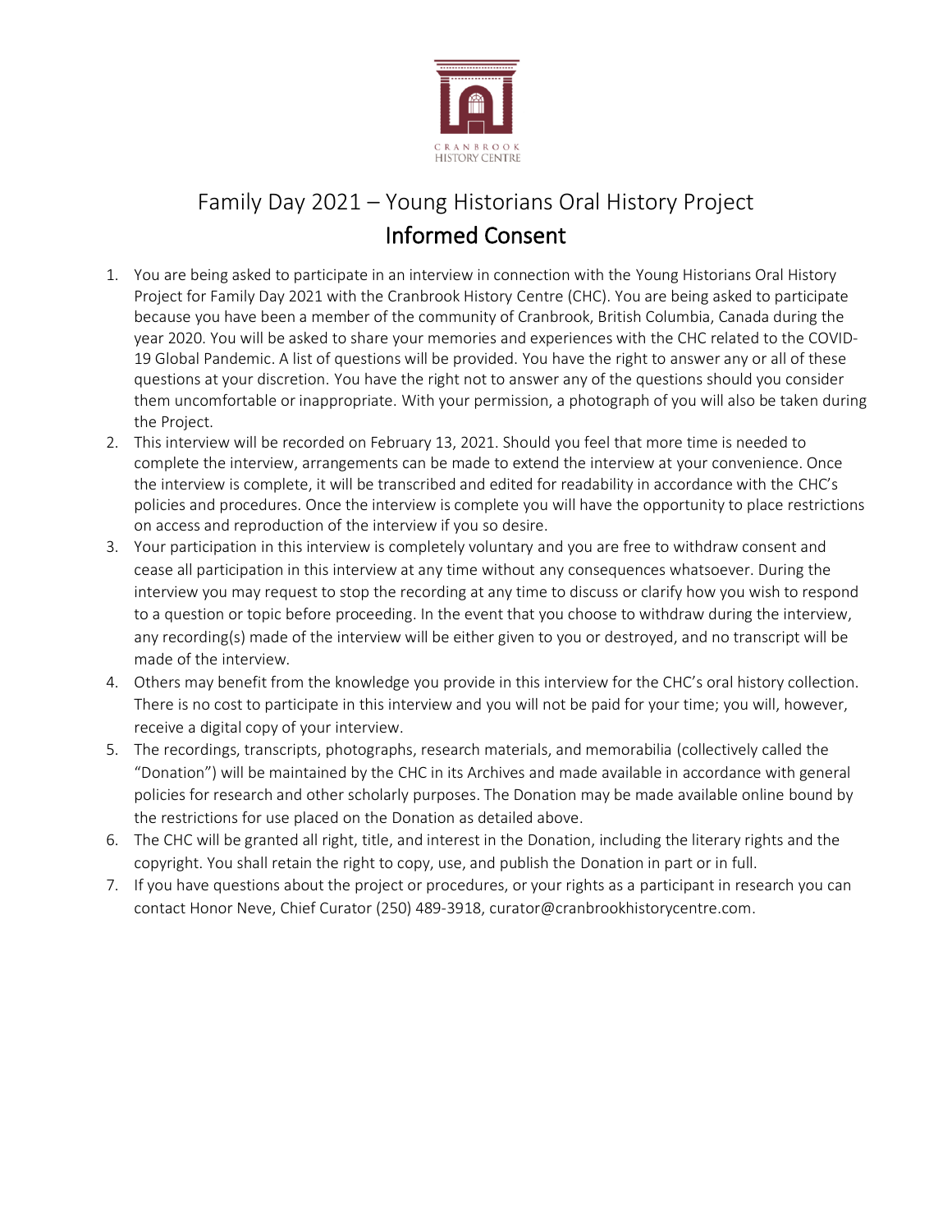CRANBROOK HISTORY CENTRE

# Family Day 2021 – Young Historians Oral History Project

## Informed Consent

1. You are being asked to participate in an interview in connection with the Young Historians Oral History Project for Family Day 2021 with the Cranbrook History Centre (CHC). You are being asked to participate because you have been a member of the community of Cranbrook, British Columbia, Canada during the year 2020. You will be asked to share your memories and experiences with the CHC related to the COVID-19 Global Pandemic. A list of questions will be provided. You have the right to answer any or all of these questions at your discretion. You have the right not to answer any of the questions should you consider them uncomfortable or inappropriate. With your permission, a photograph of you will also be taken during the Project.
2. This interview will be recorded on February 13, 2021. Should you feel that more time is needed to complete the interview, arrangements can be made to extend the interview at your convenience. Once the interview is complete, it will be transcribed and edited for readability in accordance with the CHC's policies and procedures. Once the interview is complete you will have the opportunity to place restrictions on access and reproduction of the interview if you so desire.
3. Your participation in this interview is completely voluntary and you are free to withdraw consent and cease all participation in this interview at any time without any consequences whatsoever. During the interview you may request to stop the recording at any time to discuss or clarify how you wish to respond to a question or topic before proceeding. In the event that you choose to withdraw during the interview, any recording(s) made of the interview will be either given to you or destroyed, and no transcript will be made of the interview.
4. Others may benefit from the knowledge you provide in this interview for the CHC's oral history collection. There is no cost to participate in this interview and you will not be paid for your time; you will, however, receive a digital copy of your interview.
5. The recordings, transcripts, photographs, research materials, and memorabilia (collectively called the "Donation") will be maintained by the CHC in its Archives and made available in accordance with general policies for research and other scholarly purposes. The Donation may be made available online bound by the restrictions for use placed on the Donation as detailed above.
6. The CHC will be granted all right, title, and interest in the Donation, including the literary rights and the copyright. You shall retain the right to copy, use, and publish the Donation in part or in full.
7. If you have questions about the project or procedures, or your rights as a participant in research you can contact Honor Neve, Chief Curator (250) 489-3918, curator@cranbrookhistorycentre.com.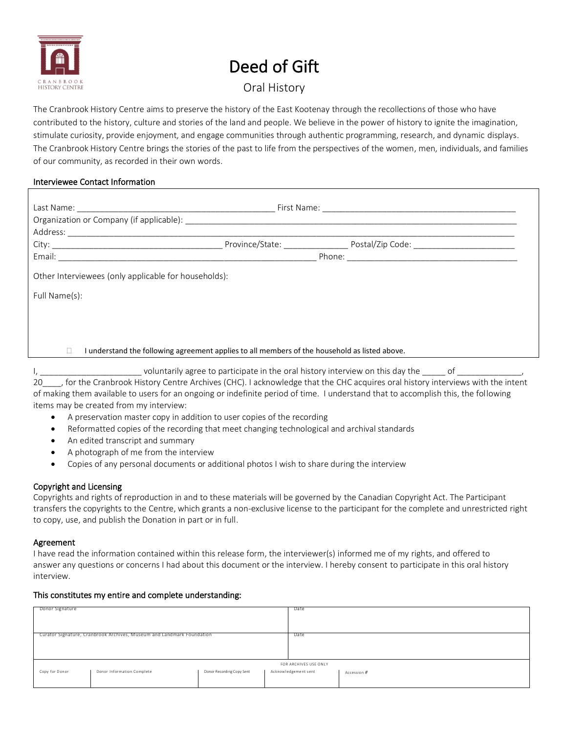CRANBROOK HISTORY CENTRE

# Deed of Gift

## Oral History

The Cranbrook History Centre aims to preserve the history of the East Kootenay through the recollections of those who have contributed to the history, culture and stories of the land and people. We believe in the power of history to ignite the imagination, stimulate curiosity, provide enjoyment, and engage communities through authentic programming, research, and dynamic displays. The Cranbrook History Centre brings the stories of the past to life from the perspectives of the women, men, individuals, and families of our community, as recorded in their own words.

### Interviewee Contact Information

Last Name: ___________________________________________ First Name: ___________________________________________

Organization or Company (if applicable): ___________________________________________________________________________

Address: ______________________________________________________________________________________________

City: _____________________________________ Province/State: ______________ Postal/Zip Code: ______________________

Email: _________________________________________________________ Phone: ______________________________________

Other Interviewees (only applicable for households):

Full Name(s):

☐ I understand the following agreement applies to all members of the household as listed above.

I, ______________________ voluntarily agree to participate in the oral history interview on this day the _____ of ______________, 20____, for the Cranbrook History Centre Archives (CHC). I acknowledge that the CHC acquires oral history interviews with the intent of making them available to users for an ongoing or indefinite period of time. I understand that to accomplish this, the following items may be created from my interview:

- A preservation master copy in addition to user copies of the recording
- Reformatted copies of the recording that meet changing technological and archival standards
- An edited transcript and summary
- A photograph of me from the interview
- Copies of any personal documents or additional photos I wish to share during the interview

### Copyright and Licensing

Copyrights and rights of reproduction in and to these materials will be governed by the Canadian Copyright Act. The Participant transfers the copyrights to the Centre, which grants a non-exclusive license to the participant for the complete and unrestricted right to copy, use, and publish the Donation in part or in full.

### Agreement

I have read the information contained within this release form, the interviewer(s) informed me of my rights, and offered to answer any questions or concerns I had about this document or the interview. I hereby consent to participate in this oral history interview.

**This constitutes my entire and complete understanding:**

| Donor Signature | Date |
|---|---|
| | |
| **Curator Signature, Cranbrook Archives, Museum and Landmark Foundation** | **Date** |
| | |

| FOR ARCHIVES USE ONLY | | | | |
|---|---|---|---|---|
| Copy for Donor | Donor Information Complete | Donor Recording Copy Sent | Acknowledgement sent | Accession # |
| | | | | |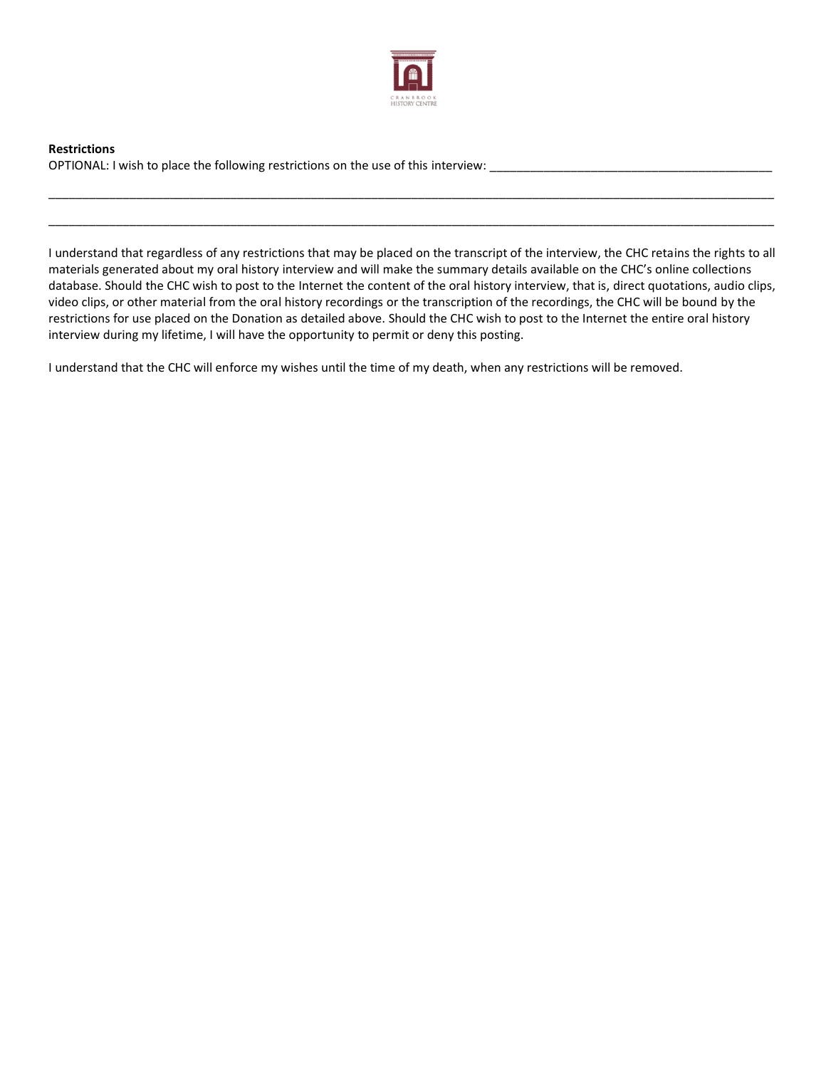**Restrictions**

OPTIONAL: I wish to place the following restrictions on the use of this interview: ___________________________________________

_____________________________________________________________________________________________________________

_____________________________________________________________________________________________________________

I understand that regardless of any restrictions that may be placed on the transcript of the interview, the CHC retains the rights to all materials generated about my oral history interview and will make the summary details available on the CHC's online collections database. Should the CHC wish to post to the Internet the content of the oral history interview, that is, direct quotations, audio clips, video clips, or other material from the oral history recordings or the transcription of the recordings, the CHC will be bound by the restrictions for use placed on the Donation as detailed above. Should the CHC wish to post to the Internet the entire oral history interview during my lifetime, I will have the opportunity to permit or deny this posting.

I understand that the CHC will enforce my wishes until the time of my death, when any restrictions will be removed.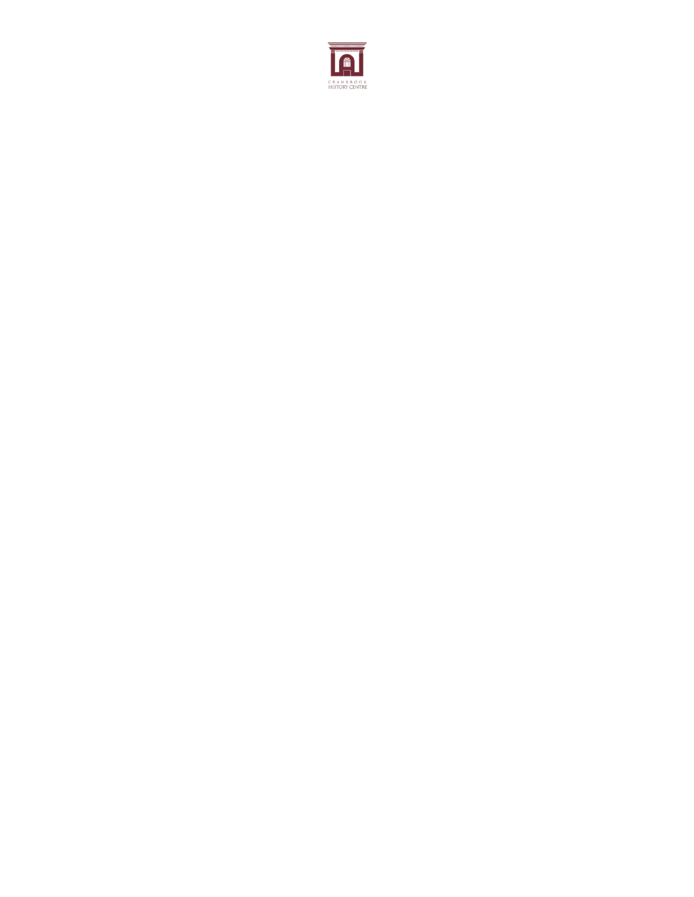CRANBROOK
HISTORY CENTRE